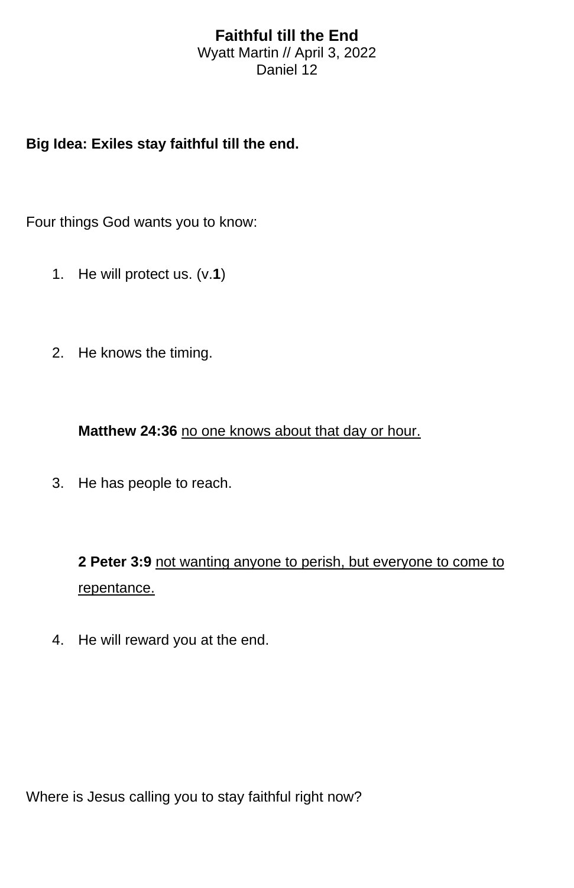# Faithful till the End

Wyatt Martin // April 3, 2022
Daniel 12

**Big Idea: Exiles stay faithful till the end.**

Four things God wants you to know:

1. He will protect us. (v.**1**)

2. He knows the timing.

   **Matthew 24:36** <u>no one knows about that day or hour.</u>

3. He has people to reach.

   **2 Peter 3:9** <u>not wanting anyone to perish, but everyone to come to repentance.</u>

4. He will reward you at the end.

Where is Jesus calling you to stay faithful right now?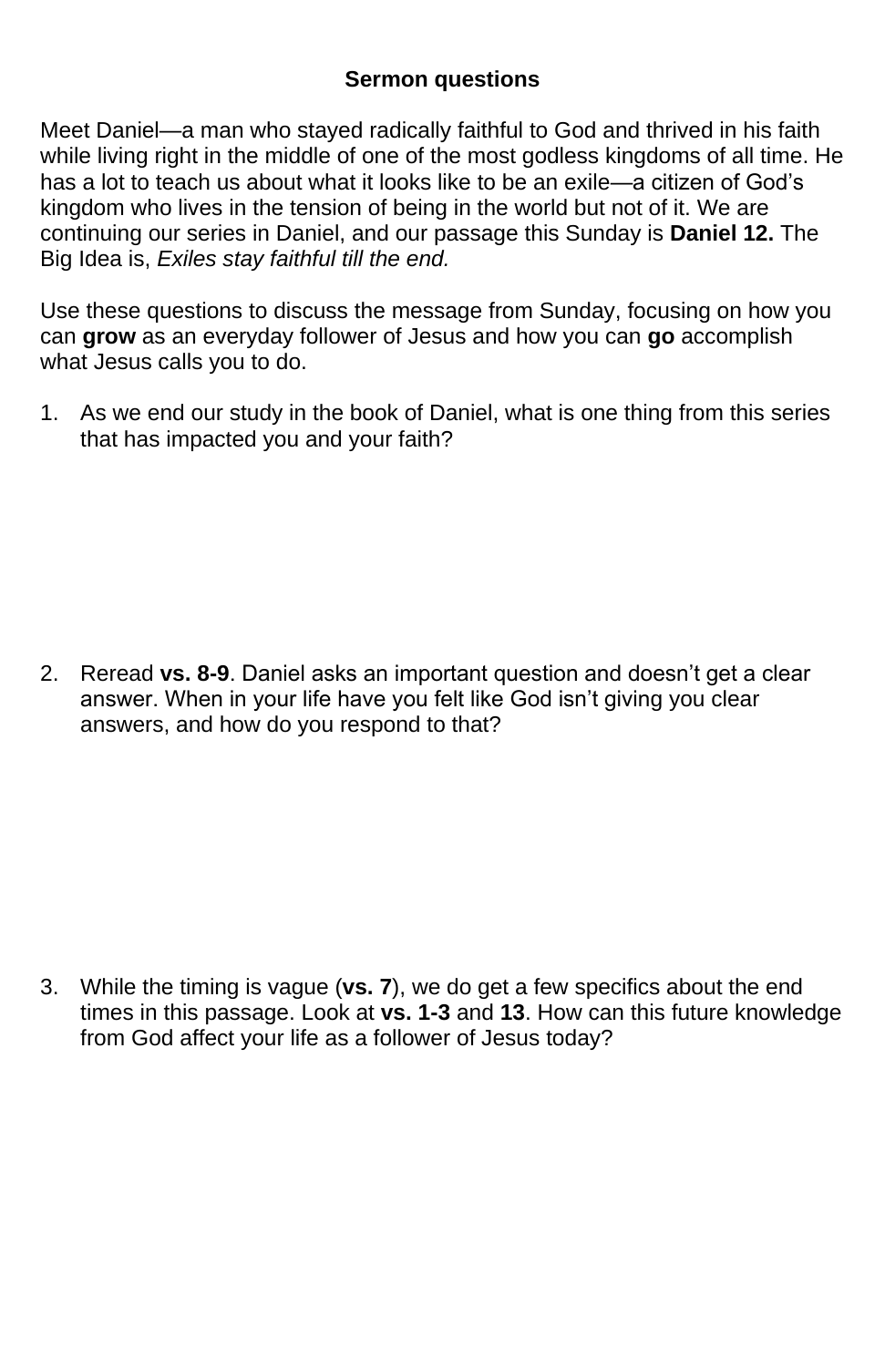**Sermon questions**

Meet Daniel—a man who stayed radically faithful to God and thrived in his faith while living right in the middle of one of the most godless kingdoms of all time. He has a lot to teach us about what it looks like to be an exile—a citizen of God's kingdom who lives in the tension of being in the world but not of it. We are continuing our series in Daniel, and our passage this Sunday is **Daniel 12.** The Big Idea is, *Exiles stay faithful till the end.*

Use these questions to discuss the message from Sunday, focusing on how you can **grow** as an everyday follower of Jesus and how you can **go** accomplish what Jesus calls you to do.

1. As we end our study in the book of Daniel, what is one thing from this series that has impacted you and your faith?

2. Reread **vs. 8-9**. Daniel asks an important question and doesn't get a clear answer. When in your life have you felt like God isn't giving you clear answers, and how do you respond to that?

3. While the timing is vague (**vs. 7**), we do get a few specifics about the end times in this passage. Look at **vs. 1-3** and **13**. How can this future knowledge from God affect your life as a follower of Jesus today?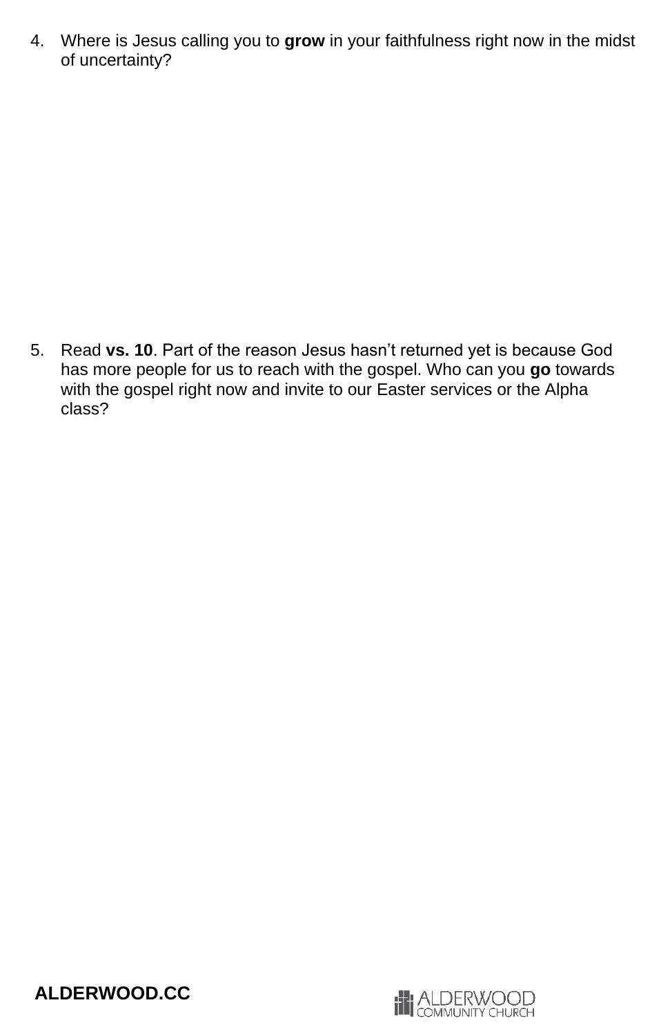4. Where is Jesus calling you to **grow** in your faithfulness right now in the midst of uncertainty?

5. Read **vs. 10**. Part of the reason Jesus hasn't returned yet is because God has more people for us to reach with the gospel. Who can you **go** towards with the gospel right now and invite to our Easter services or the Alpha class?

**ALDERWOOD.CC**

ALDERWOOD COMMUNITY CHURCH